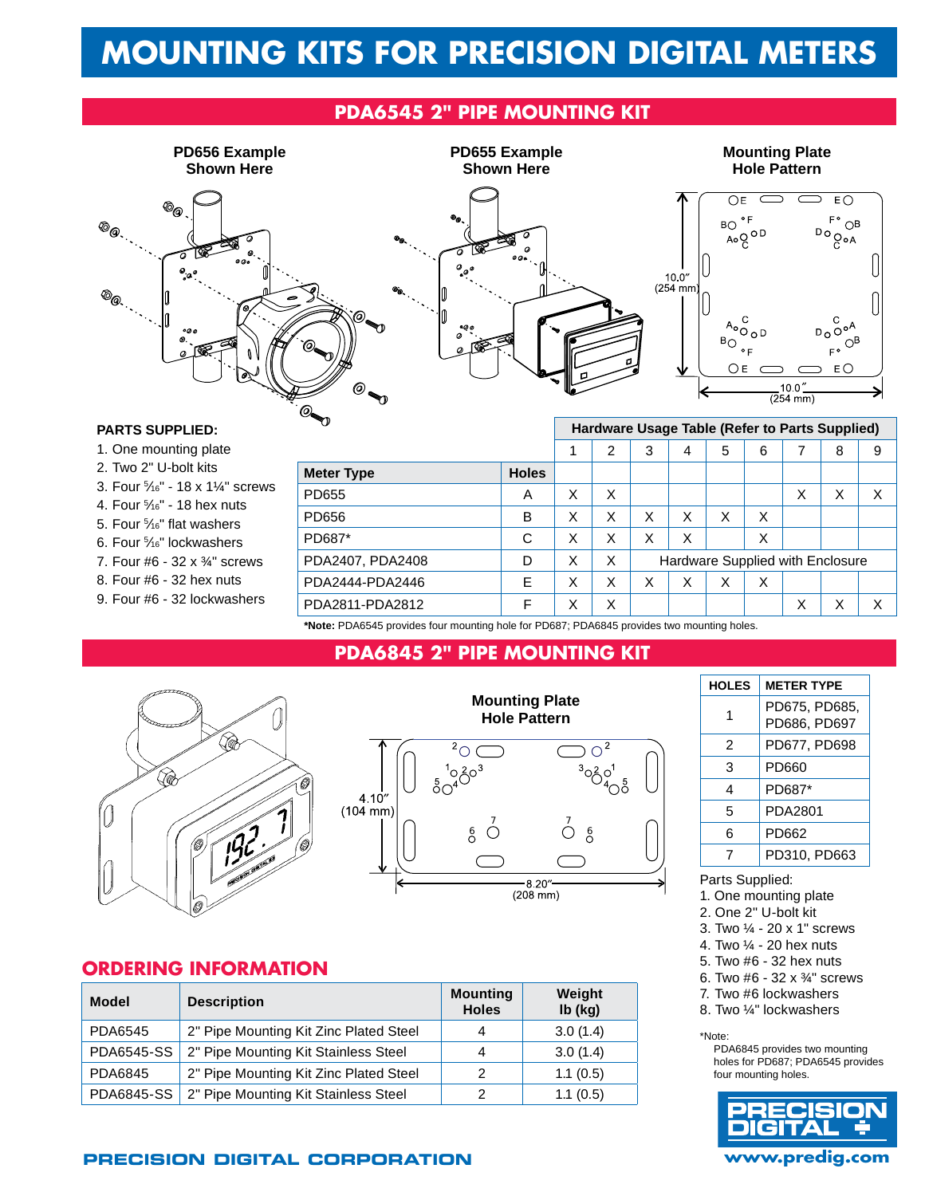# MOUNTING KITS FOR PRECISION DIGITAL METERS

## PDA6545 2" PIPE MOUNTING KIT

PD656 Example Shown Here

PD655 Example Shown Here

Mounting Plate Hole Pattern

10.0" (254 mm)

10.0" (254 mm)

**PARTS SUPPLIED:**

1. One mounting plate
2. Two 2" U-bolt kits
3. Four 5/16" - 18 x 1¼" screws
4. Four 5/16" - 18 hex nuts
5. Four 5/16" flat washers
6. Four 5/16" lockwashers
7. Four #6 - 32 x ¾" screws
8. Four #6 - 32 hex nuts
9. Four #6 - 32 lockwashers

| | | Hardware Usage Table (Refer to Parts Supplied) | | | | | | | | |
|---|---|---|---|---|---|---|---|---|---|---|
| | | 1 | 2 | 3 | 4 | 5 | 6 | 7 | 8 | 9 |
| **Meter Type** | **Holes** | | | | | | | | | |
| PD655 | A | X | X | | | | | X | X | X |
| PD656 | B | X | X | X | X | X | X | | | |
| PD687* | C | X | X | X | X | | X | | | |
| PDA2407, PDA2408 | D | X | X | Hardware Supplied with Enclosure | | | | | | |
| PDA2444-PDA2446 | E | X | X | X | X | X | X | | | |
| PDA2811-PDA2812 | F | X | X | | | | | X | X | X |

***Note:** PDA6545 provides four mounting hole for PD687; PDA6845 provides two mounting holes.

## PDA6845 2" PIPE MOUNTING KIT

Mounting Plate Hole Pattern

4.10" (104 mm)

8.20" (208 mm)

| HOLES | METER TYPE |
|---|---|
| 1 | PD675, PD685, PD686, PD697 |
| 2 | PD677, PD698 |
| 3 | PD660 |
| 4 | PD687* |
| 5 | PDA2801 |
| 6 | PD662 |
| 7 | PD310, PD663 |

Parts Supplied:

1. One mounting plate
2. One 2" U-bolt kit
3. Two ¼ - 20 x 1" screws
4. Two ¼ - 20 hex nuts
5. Two #6 - 32 hex nuts
6. Two #6 - 32 x ¾" screws
7. Two #6 lockwashers
8. Two ¼" lockwashers

*Note:
PDA6845 provides two mounting holes for PD687; PDA6545 provides four mounting holes.

## ORDERING INFORMATION

| Model | Description | Mounting Holes | Weight lb (kg) |
|---|---|---|---|
| PDA6545 | 2" Pipe Mounting Kit Zinc Plated Steel | 4 | 3.0 (1.4) |
| PDA6545-SS | 2" Pipe Mounting Kit Stainless Steel | 4 | 3.0 (1.4) |
| PDA6845 | 2" Pipe Mounting Kit Zinc Plated Steel | 2 | 1.1 (0.5) |
| PDA6845-SS | 2" Pipe Mounting Kit Stainless Steel | 2 | 1.1 (0.5) |

PRECISION DIGITAL CORPORATION

www.predig.com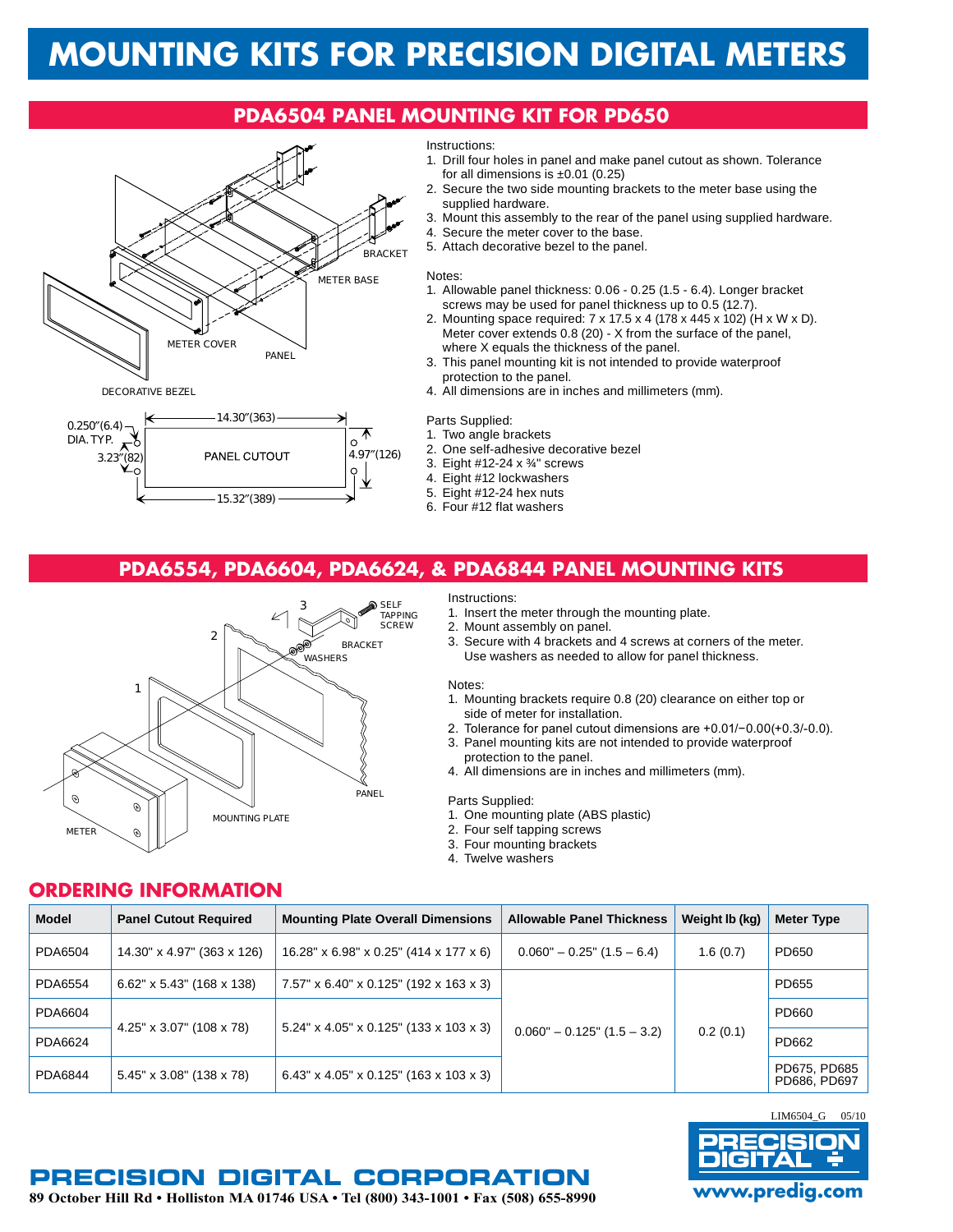# MOUNTING KITS FOR PRECISION DIGITAL METERS

## PDA6504 PANEL MOUNTING KIT FOR PD650

BRACKET

METER BASE

METER COVER

PANEL

DECORATIVE BEZEL

0.250″(6.4) DIA. TYP.

14.30″(363)

3.23″(82)

PANEL CUTOUT

4.97″(126)

15.32″(389)

Instructions:

1. Drill four holes in panel and make panel cutout as shown. Tolerance for all dimensions is ±0.01 (0.25)
2. Secure the two side mounting brackets to the meter base using the supplied hardware.
3. Mount this assembly to the rear of the panel using supplied hardware.
4. Secure the meter cover to the base.
5. Attach decorative bezel to the panel.

Notes:

1. Allowable panel thickness: 0.06 - 0.25 (1.5 - 6.4). Longer bracket screws may be used for panel thickness up to 0.5 (12.7).
2. Mounting space required: 7 x 17.5 x 4 (178 x 445 x 102) (H x W x D). Meter cover extends 0.8 (20) - X from the surface of the panel, where X equals the thickness of the panel.
3. This panel mounting kit is not intended to provide waterproof protection to the panel.
4. All dimensions are in inches and millimeters (mm).

Parts Supplied:

1. Two angle brackets
2. One self-adhesive decorative bezel
3. Eight #12-24 x ¾" screws
4. Eight #12 lockwashers
5. Eight #12-24 hex nuts
6. Four #12 flat washers

## PDA6554, PDA6604, PDA6624, & PDA6844 PANEL MOUNTING KITS

3 SELF TAPPING SCREW

2 BRACKET

WASHERS

1

PANEL

MOUNTING PLATE

METER

Instructions:

1. Insert the meter through the mounting plate.
2. Mount assembly on panel.
3. Secure with 4 brackets and 4 screws at corners of the meter. Use washers as needed to allow for panel thickness.

Notes:

1. Mounting brackets require 0.8 (20) clearance on either top or side of meter for installation.
2. Tolerance for panel cutout dimensions are +0.01/−0.00(+0.3/-0.0).
3. Panel mounting kits are not intended to provide waterproof protection to the panel.
4. All dimensions are in inches and millimeters (mm).

Parts Supplied:

1. One mounting plate (ABS plastic)
2. Four self tapping screws
3. Four mounting brackets
4. Twelve washers

## ORDERING INFORMATION

| Model | Panel Cutout Required | Mounting Plate Overall Dimensions | Allowable Panel Thickness | Weight lb (kg) | Meter Type |
|---|---|---|---|---|---|
| PDA6504 | 14.30" x 4.97" (363 x 126) | 16.28" x 6.98" x 0.25" (414 x 177 x 6) | 0.060" – 0.25" (1.5 – 6.4) | 1.6 (0.7) | PD650 |
| PDA6554 | 6.62" x 5.43" (168 x 138) | 7.57" x 6.40" x 0.125" (192 x 163 x 3) | 0.060" – 0.125" (1.5 – 3.2) | 0.2 (0.1) | PD655 |
| PDA6604 | 4.25" x 3.07" (108 x 78) | 5.24" x 4.05" x 0.125" (133 x 103 x 3) | | | PD660 |
| PDA6624 | | | | | PD662 |
| PDA6844 | 5.45" x 3.08" (138 x 78) | 6.43" x 4.05" x 0.125" (163 x 103 x 3) | | | PD675, PD685 PD686, PD697 |

LIM6504_G 05/10

**PRECISION DIGITAL CORPORATION**

**89 October Hill Rd • Holliston MA 01746 USA • Tel (800) 343-1001 • Fax (508) 655-8990**

PRECISION DIGITAL

www.predig.com